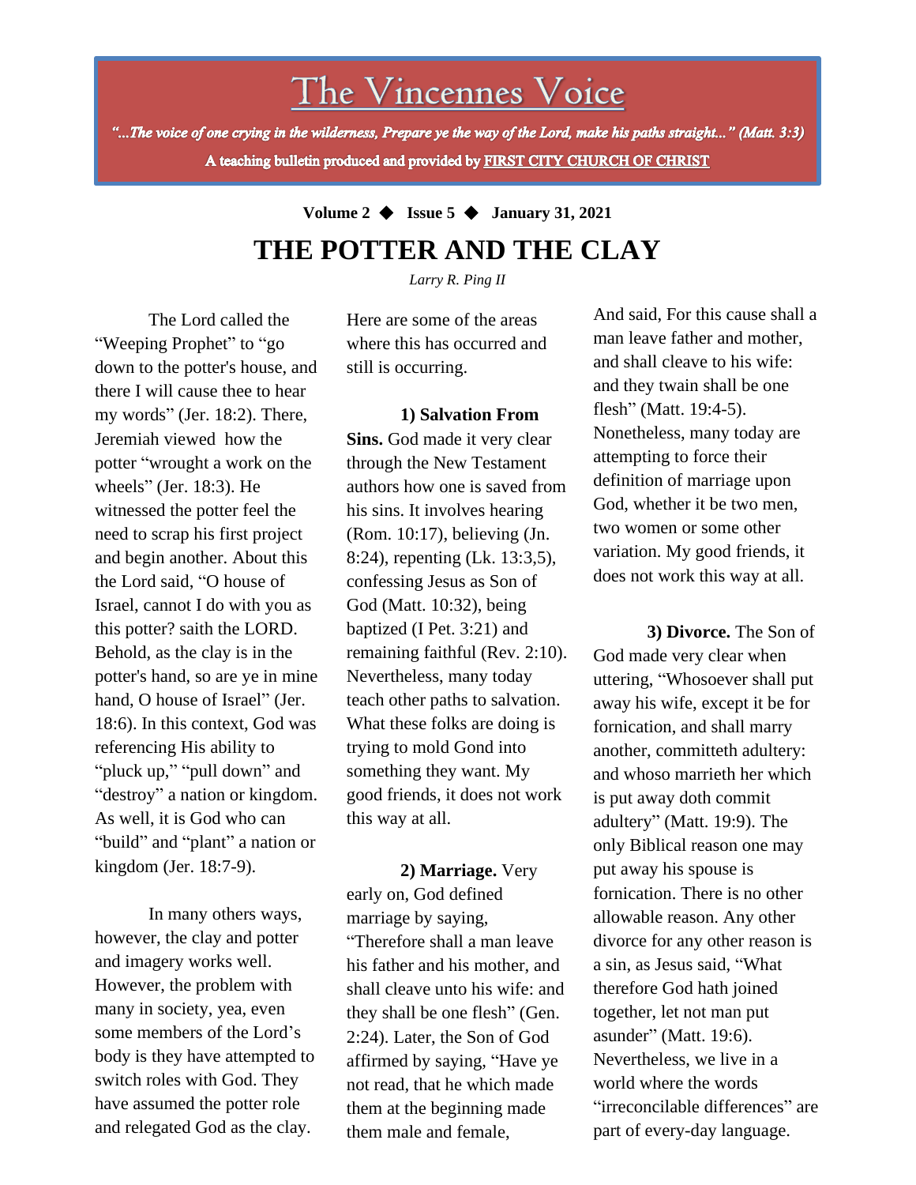# The Vincennes Voice

*"...The voice of one crying in the wilderness, Prepare ye the way of the Lord, make his paths straight..." (Matt. 3:3)*

**A teaching bulletin produced and provided by FIRST CITY CHURCH OF CHRIST**

**Volume 2 ◆ Issue 5 ◆ January 31, 2021**

# THE POTTER AND THE CLAY

*Larry R. Ping II*

The Lord called the "Weeping Prophet" to "go down to the potter's house, and there I will cause thee to hear my words" (Jer. 18:2). There, Jeremiah viewed how the potter "wrought a work on the wheels" (Jer. 18:3). He witnessed the potter feel the need to scrap his first project and begin another. About this the Lord said, "O house of Israel, cannot I do with you as this potter? saith the LORD. Behold, as the clay is in the potter's hand, so are ye in mine hand, O house of Israel" (Jer. 18:6). In this context, God was referencing His ability to "pluck up," "pull down" and "destroy" a nation or kingdom. As well, it is God who can "build" and "plant" a nation or kingdom (Jer. 18:7-9).

In many others ways, however, the clay and potter and imagery works well. However, the problem with many in society, yea, even some members of the Lord's body is they have attempted to switch roles with God. They have assumed the potter role and relegated God as the clay. Here are some of the areas where this has occurred and still is occurring.

**1) Salvation From Sins.** God made it very clear through the New Testament authors how one is saved from his sins. It involves hearing (Rom. 10:17), believing (Jn. 8:24), repenting (Lk. 13:3,5), confessing Jesus as Son of God (Matt. 10:32), being baptized (I Pet. 3:21) and remaining faithful (Rev. 2:10). Nevertheless, many today teach other paths to salvation. What these folks are doing is trying to mold Gond into something they want. My good friends, it does not work this way at all.

**2) Marriage.** Very early on, God defined marriage by saying, "Therefore shall a man leave his father and his mother, and shall cleave unto his wife: and they shall be one flesh" (Gen. 2:24). Later, the Son of God affirmed by saying, "Have ye not read, that he which made them at the beginning made them male and female, And said, For this cause shall a man leave father and mother, and shall cleave to his wife: and they twain shall be one flesh" (Matt. 19:4-5). Nonetheless, many today are attempting to force their definition of marriage upon God, whether it be two men, two women or some other variation. My good friends, it does not work this way at all.

**3) Divorce.** The Son of God made very clear when uttering, "Whosoever shall put away his wife, except it be for fornication, and shall marry another, committeth adultery: and whoso marrieth her which is put away doth commit adultery" (Matt. 19:9). The only Biblical reason one may put away his spouse is fornication. There is no other allowable reason. Any other divorce for any other reason is a sin, as Jesus said, "What therefore God hath joined together, let not man put asunder" (Matt. 19:6). Nevertheless, we live in a world where the words "irreconcilable differences" are part of every-day language.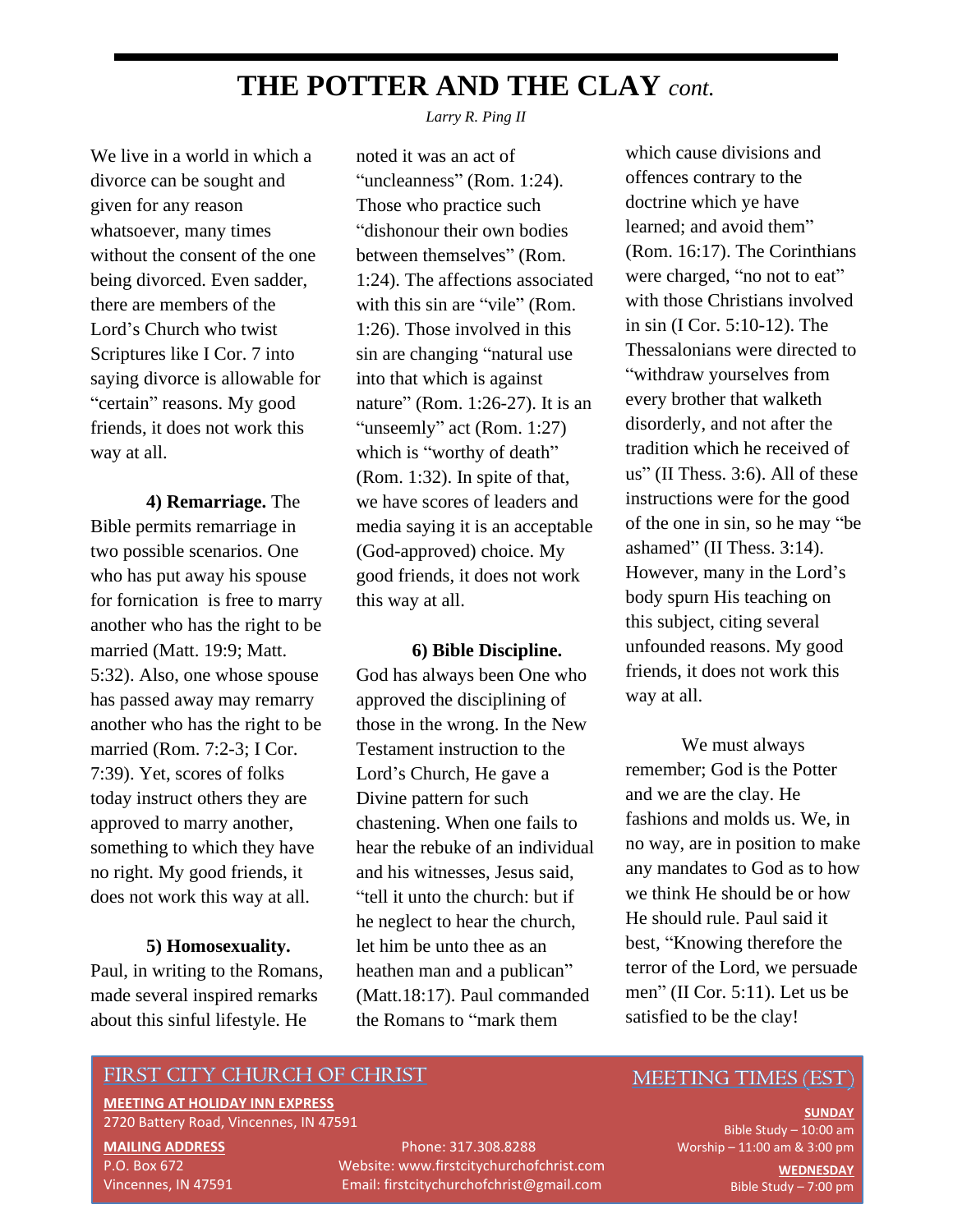# THE POTTER AND THE CLAY *cont.*

*Larry R. Ping II*

We live in a world in which a divorce can be sought and given for any reason whatsoever, many times without the consent of the one being divorced. Even sadder, there are members of the Lord's Church who twist Scriptures like I Cor. 7 into saying divorce is allowable for "certain" reasons. My good friends, it does not work this way at all.

**4) Remarriage.** The Bible permits remarriage in two possible scenarios. One who has put away his spouse for fornication is free to marry another who has the right to be married (Matt. 19:9; Matt. 5:32). Also, one whose spouse has passed away may remarry another who has the right to be married (Rom. 7:2-3; I Cor. 7:39). Yet, scores of folks today instruct others they are approved to marry another, something to which they have no right. My good friends, it does not work this way at all.

**5) Homosexuality.** Paul, in writing to the Romans, made several inspired remarks about this sinful lifestyle. He noted it was an act of "uncleanness" (Rom. 1:24). Those who practice such "dishonour their own bodies between themselves" (Rom. 1:24). The affections associated with this sin are "vile" (Rom. 1:26). Those involved in this sin are changing "natural use into that which is against nature" (Rom. 1:26-27). It is an "unseemly" act (Rom. 1:27) which is "worthy of death" (Rom. 1:32). In spite of that, we have scores of leaders and media saying it is an acceptable (God-approved) choice. My good friends, it does not work this way at all.

**6) Bible Discipline.** God has always been One who approved the disciplining of those in the wrong. In the New Testament instruction to the Lord's Church, He gave a Divine pattern for such chastening. When one fails to hear the rebuke of an individual and his witnesses, Jesus said, "tell it unto the church: but if he neglect to hear the church, let him be unto thee as an heathen man and a publican" (Matt.18:17). Paul commanded the Romans to "mark them which cause divisions and offences contrary to the doctrine which ye have learned; and avoid them" (Rom. 16:17). The Corinthians were charged, "no not to eat" with those Christians involved in sin (I Cor. 5:10-12). The Thessalonians were directed to "withdraw yourselves from every brother that walketh disorderly, and not after the tradition which he received of us" (II Thess. 3:6). All of these instructions were for the good of the one in sin, so he may "be ashamed" (II Thess. 3:14). However, many in the Lord's body spurn His teaching on this subject, citing several unfounded reasons. My good friends, it does not work this way at all.

We must always remember; God is the Potter and we are the clay. He fashions and molds us. We, in no way, are in position to make any mandates to God as to how we think He should be or how He should rule. Paul said it best, "Knowing therefore the terror of the Lord, we persuade men" (II Cor. 5:11). Let us be satisfied to be the clay!

---

**FIRST CITY CHURCH OF CHRIST**

**MEETING AT HOLIDAY INN EXPRESS**
2720 Battery Road, Vincennes, IN 47591

**MAILING ADDRESS**
P.O. Box 672
Vincennes, IN 47591

Phone: 317.308.8288
Website: www.firstcitychurchofchrist.com
Email: firstcitychurchofchrist@gmail.com

**MEETING TIMES (EST)**

**SUNDAY**
Bible Study – 10:00 am
Worship – 11:00 am & 3:00 pm

**WEDNESDAY**
Bible Study – 7:00 pm